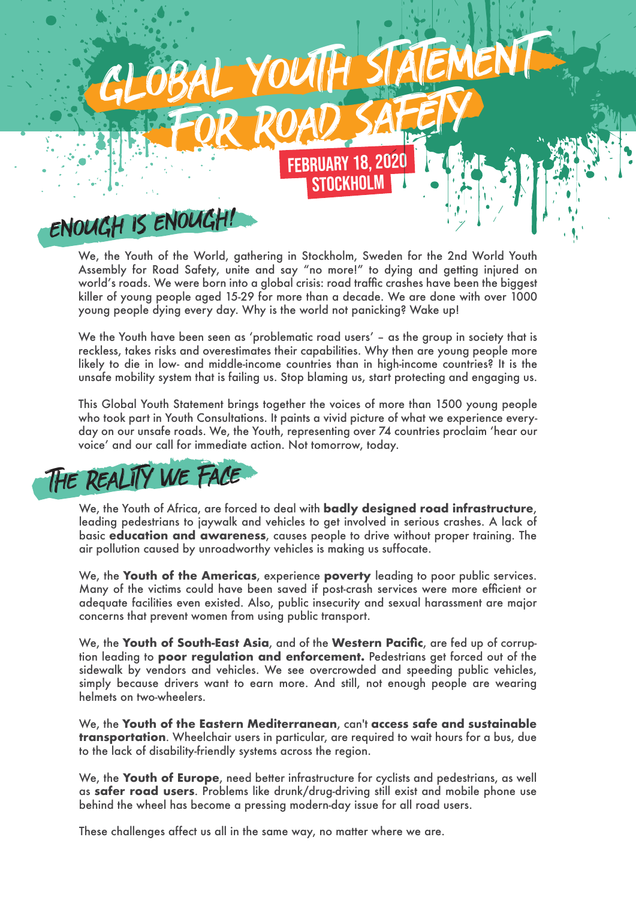# GLOBAL YOUTH STATEMENT FOR ROAD SAFETY

**FEBRUARY 18, 2020**
**STOCKHOLM**

## ENOUGH IS ENOUGH!

We, the Youth of the World, gathering in Stockholm, Sweden for the 2nd World Youth Assembly for Road Safety, unite and say "no more!" to dying and getting injured on world's roads. We were born into a global crisis: road traffic crashes have been the biggest killer of young people aged 15-29 for more than a decade. We are done with over 1000 young people dying every day. Why is the world not panicking? Wake up!

We the Youth have been seen as 'problematic road users' – as the group in society that is reckless, takes risks and overestimates their capabilities. Why then are young people more likely to die in low- and middle-income countries than in high-income countries? It is the unsafe mobility system that is failing us. Stop blaming us, start protecting and engaging us.

This Global Youth Statement brings together the voices of more than 1500 young people who took part in Youth Consultations. It paints a vivid picture of what we experience every-day on our unsafe roads. We, the Youth, representing over 74 countries proclaim 'hear our voice' and our call for immediate action. Not tomorrow, today.

## THE REALITY WE FACE

We, the Youth of Africa, are forced to deal with **badly designed road infrastructure**, leading pedestrians to jaywalk and vehicles to get involved in serious crashes. A lack of basic **education and awareness**, causes people to drive without proper training. The air pollution caused by unroadworthy vehicles is making us suffocate.

We, the **Youth of the Americas**, experience **poverty** leading to poor public services. Many of the victims could have been saved if post-crash services were more efficient or adequate facilities even existed. Also, public insecurity and sexual harassment are major concerns that prevent women from using public transport.

We, the **Youth of South-East Asia**, and of the **Western Pacific**, are fed up of corruption leading to **poor regulation and enforcement.** Pedestrians get forced out of the sidewalk by vendors and vehicles. We see overcrowded and speeding public vehicles, simply because drivers want to earn more. And still, not enough people are wearing helmets on two-wheelers.

We, the **Youth of the Eastern Mediterranean**, can't **access safe and sustainable transportation**. Wheelchair users in particular, are required to wait hours for a bus, due to the lack of disability-friendly systems across the region.

We, the **Youth of Europe**, need better infrastructure for cyclists and pedestrians, as well as **safer road users**. Problems like drunk/drug-driving still exist and mobile phone use behind the wheel has become a pressing modern-day issue for all road users.

These challenges affect us all in the same way, no matter where we are.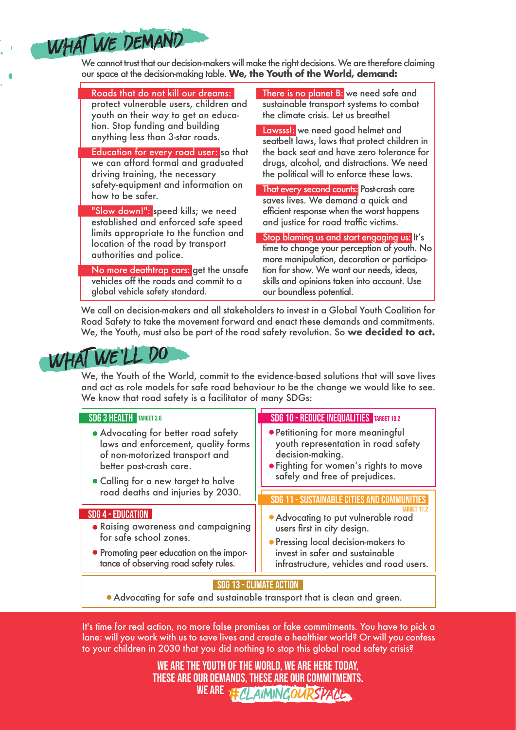## WHAT WE DEMAND

We cannot trust that our decision-makers will make the right decisions. We are therefore claiming our space at the decision-making table. **We, the Youth of the World, demand:**

**Roads that do not kill our dreams:** protect vulnerable users, children and youth on their way to get an education. Stop funding and building anything less than 3-star roads.

**Education for every road user:** so that we can afford formal and graduated driving training, the necessary safety-equipment and information on how to be safer.

**"Slow down!":** speed kills; we need established and enforced safe speed limits appropriate to the function and location of the road by transport authorities and police.

**No more deathtrap cars:** get the unsafe vehicles off the roads and commit to a global vehicle safety standard.

**There is no planet B:** we need safe and sustainable transport systems to combat the climate crisis. Let us breathe!

**Lawsss!:** we need good helmet and seatbelt laws, laws that protect children in the back seat and have zero tolerance for drugs, alcohol, and distractions. We need the political will to enforce these laws.

**That every second counts:** Post-crash care saves lives. We demand a quick and efficient response when the worst happens and justice for road traffic victims.

**Stop blaming us and start engaging us:** It's time to change your perception of youth. No more manipulation, decoration or participation for show. We want our needs, ideas, skills and opinions taken into account. Use our boundless potential.

We call on decision-makers and all stakeholders to invest in a Global Youth Coalition for Road Safety to take the movement forward and enact these demands and commitments. We, the Youth, must also be part of the road safety revolution. So **we decided to act.**

## WHAT WE'LL DO

We, the Youth of the World, commit to the evidence-based solutions that will save lives and act as role models for safe road behaviour to be the change we would like to see. We know that road safety is a facilitator of many SDGs:

### SDG 3 HEALTH — TARGET 3.6

- Advocating for better road safety laws and enforcement, quality forms of non-motorized transport and better post-crash care.
- Calling for a new target to halve road deaths and injuries by 2030.

### SDG 4 - EDUCATION

- Raising awareness and campaigning for safe school zones.
- Promoting peer education on the importance of observing road safety rules.

### SDG 10 - REDUCE INEQUALITIES — TARGET 10.2

- Petitioning for more meaningful youth representation in road safety decision-making.
- Fighting for women's rights to move safely and free of prejudices.

### SDG 11 - SUSTAINABLE CITIES AND COMMUNITIES — TARGET 11.2

- Advocating to put vulnerable road users first in city design.
- Pressing local decision-makers to invest in safer and sustainable infrastructure, vehicles and road users.

### SDG 13 - CLIMATE ACTION

- Advocating for safe and sustainable transport that is clean and green.

It's time for real action, no more false promises or fake commitments. You have to pick a lane: will you work with us to save lives and create a healthier world? Or will you confess to your children in 2030 that you did nothing to stop this global road safety crisis?

**WE ARE THE YOUTH OF THE WORLD, WE ARE HERE TODAY, THESE ARE OUR DEMANDS, THESE ARE OUR COMMITMENTS. WE ARE #CLAIMINGOURSPACE**